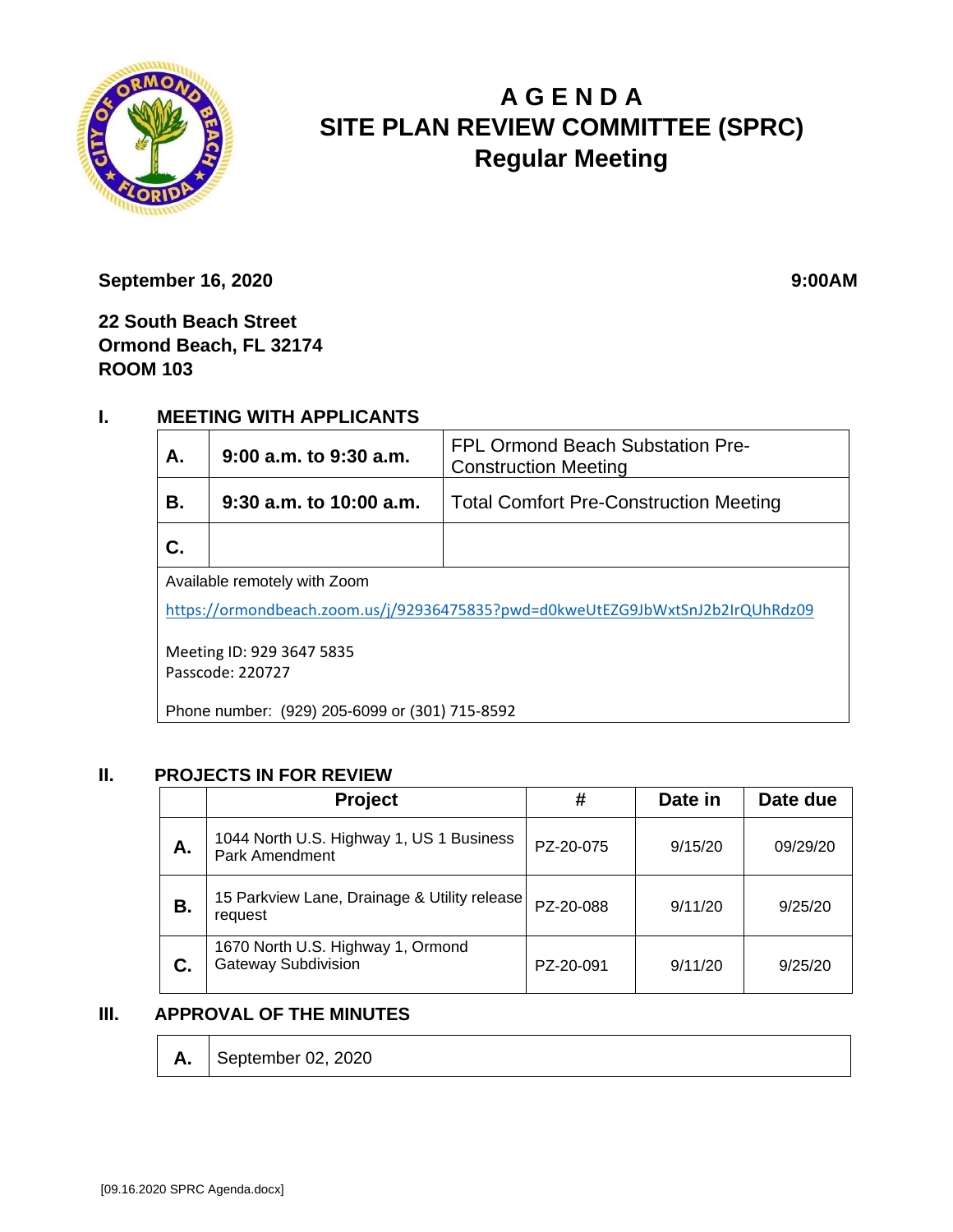# AGENDA
# SITE PLAN REVIEW COMMITTEE (SPRC)
## Regular Meeting

**September 16, 2020** **9:00AM**

**22 South Beach Street**
**Ormond Beach, FL 32174**
**ROOM 103**

## I. MEETING WITH APPLICANTS

| | | |
|---|---|---|
| **A.** | **9:00 a.m. to 9:30 a.m.** | FPL Ormond Beach Substation Pre-Construction Meeting |
| **B.** | **9:30 a.m. to 10:00 a.m.** | Total Comfort Pre-Construction Meeting |
| **C.** | | |

Available remotely with Zoom

https://ormondbeach.zoom.us/j/92936475835?pwd=d0kweUtEZG9JbWxtSnJ2b2IrQUhRdz09

Meeting ID: 929 3647 5835
Passcode: 220727

Phone number: (929) 205-6099 or (301) 715-8592

## II. PROJECTS IN FOR REVIEW

| | Project | # | Date in | Date due |
|---|---|---|---|---|
| **A.** | 1044 North U.S. Highway 1, US 1 Business Park Amendment | PZ-20-075 | 9/15/20 | 09/29/20 |
| **B.** | 15 Parkview Lane, Drainage & Utility release request | PZ-20-088 | 9/11/20 | 9/25/20 |
| **C.** | 1670 North U.S. Highway 1, Ormond Gateway Subdivision | PZ-20-091 | 9/11/20 | 9/25/20 |

## III. APPROVAL OF THE MINUTES

| | |
|---|---|
| **A.** | September 02, 2020 |

[09.16.2020 SPRC Agenda.docx]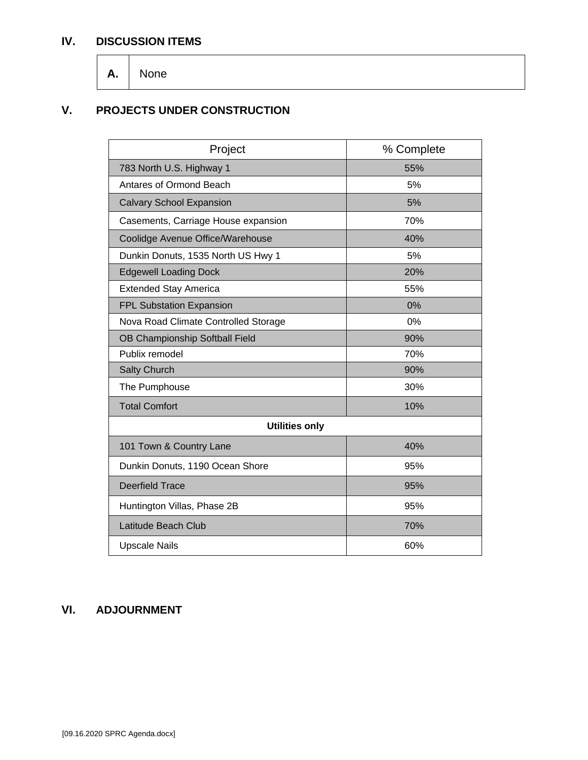## IV. DISCUSSION ITEMS

| | |
|---|---|
| **A.** | None |

## V. PROJECTS UNDER CONSTRUCTION

| Project | % Complete |
|---|---|
| 783 North U.S. Highway 1 | 55% |
| Antares of Ormond Beach | 5% |
| Calvary School Expansion | 5% |
| Casements, Carriage House expansion | 70% |
| Coolidge Avenue Office/Warehouse | 40% |
| Dunkin Donuts, 1535 North US Hwy 1 | 5% |
| Edgewell Loading Dock | 20% |
| Extended Stay America | 55% |
| FPL Substation Expansion | 0% |
| Nova Road Climate Controlled Storage | 0% |
| OB Championship Softball Field | 90% |
| Publix remodel | 70% |
| Salty Church | 90% |
| The Pumphouse | 30% |
| Total Comfort | 10% |
| **Utilities only** | |
| 101 Town & Country Lane | 40% |
| Dunkin Donuts, 1190 Ocean Shore | 95% |
| Deerfield Trace | 95% |
| Huntington Villas, Phase 2B | 95% |
| Latitude Beach Club | 70% |
| Upscale Nails | 60% |

## VI. ADJOURNMENT

[09.16.2020 SPRC Agenda.docx]